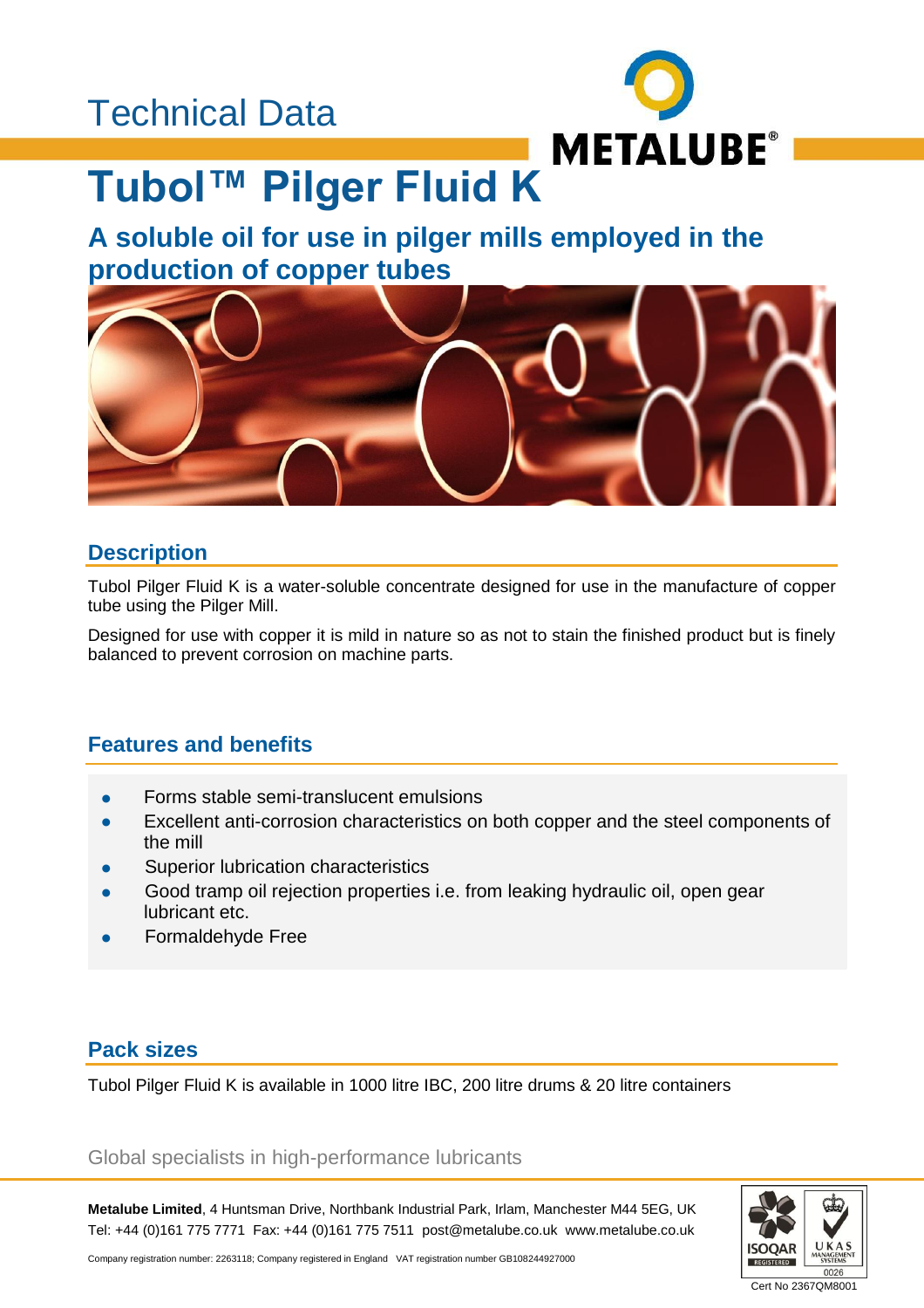Technical Data

METALUBE®

# Tubol™ Pilger Fluid K

## A soluble oil for use in pilger mills employed in the production of copper tubes

### Description

Tubol Pilger Fluid K is a water-soluble concentrate designed for use in the manufacture of copper tube using the Pilger Mill.

Designed for use with copper it is mild in nature so as not to stain the finished product but is finely balanced to prevent corrosion on machine parts.

### Features and benefits

- Forms stable semi-translucent emulsions
- Excellent anti-corrosion characteristics on both copper and the steel components of the mill
- Superior lubrication characteristics
- Good tramp oil rejection properties i.e. from leaking hydraulic oil, open gear lubricant etc.
- Formaldehyde Free

### Pack sizes

Tubol Pilger Fluid K is available in 1000 litre IBC, 200 litre drums & 20 litre containers

Global specialists in high-performance lubricants

**Metalube Limited**, 4 Huntsman Drive, Northbank Industrial Park, Irlam, Manchester M44 5EG, UK
Tel: +44 (0)161 775 7771 Fax: +44 (0)161 775 7511 post@metalube.co.uk www.metalube.co.uk

Company registration number: 2263118; Company registered in England VAT registration number GB108244927000

ISOQAR REGISTERED UKAS MANAGEMENT SYSTEMS 0026

Cert No 2367QM8001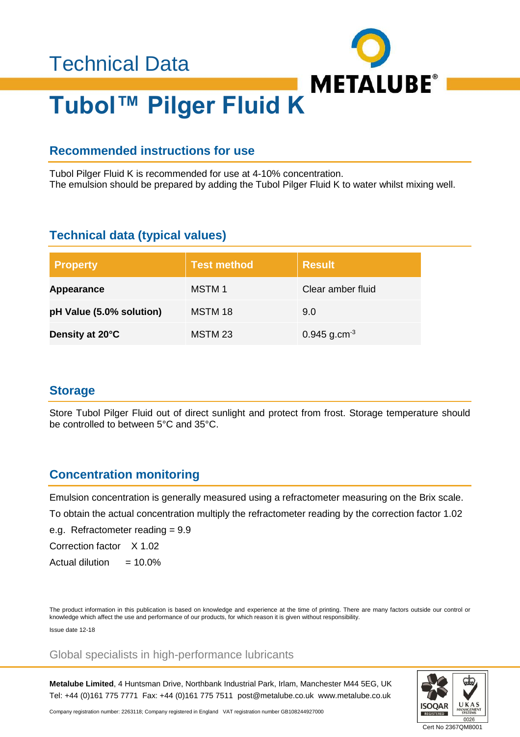Technical Data

# Tubol™ Pilger Fluid K

## Recommended instructions for use

Tubol Pilger Fluid K is recommended for use at 4-10% concentration.
The emulsion should be prepared by adding the Tubol Pilger Fluid K to water whilst mixing well.

## Technical data (typical values)

| Property | Test method | Result |
|---|---|---|
| **Appearance** | MSTM 1 | Clear amber fluid |
| **pH Value (5.0% solution)** | MSTM 18 | 9.0 |
| **Density at 20°C** | MSTM 23 | 0.945 $g.cm^{-3}$ |

## Storage

Store Tubol Pilger Fluid out of direct sunlight and protect from frost. Storage temperature should be controlled to between 5°C and 35°C.

## Concentration monitoring

Emulsion concentration is generally measured using a refractometer measuring on the Brix scale.

To obtain the actual concentration multiply the refractometer reading by the correction factor 1.02

e.g. Refractometer reading = 9.9

Correction factor X 1.02

Actual dilution = 10.0%

The product information in this publication is based on knowledge and experience at the time of printing. There are many factors outside our control or knowledge which affect the use and performance of our products, for which reason it is given without responsibility.

Issue date 12-18

Global specialists in high-performance lubricants

**Metalube Limited**, 4 Huntsman Drive, Northbank Industrial Park, Irlam, Manchester M44 5EG, UK
Tel: +44 (0)161 775 7771 Fax: +44 (0)161 775 7511 post@metalube.co.uk www.metalube.co.uk

Company registration number: 2263118; Company registered in England VAT registration number GB108244927000

Cert No 2367QM8001